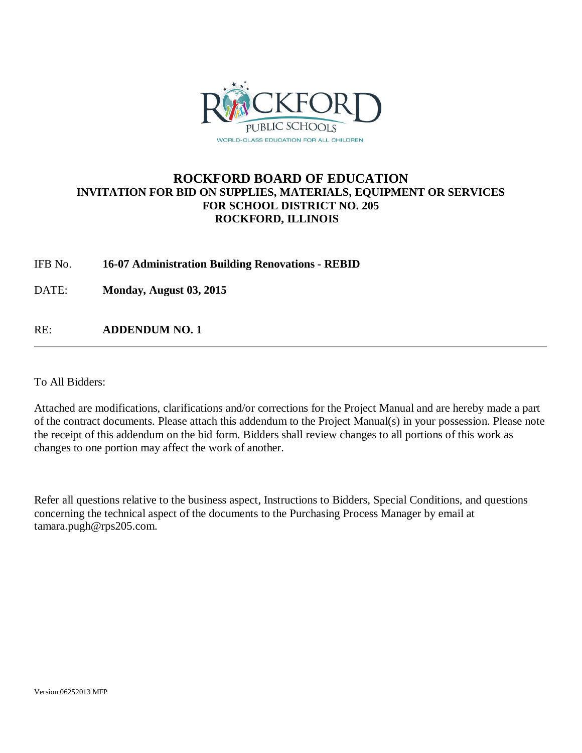# ROCKFORD BOARD OF EDUCATION

## INVITATION FOR BID ON SUPPLIES, MATERIALS, EQUIPMENT OR SERVICES FOR SCHOOL DISTRICT NO. 205 ROCKFORD, ILLINOIS

IFB No. **16-07 Administration Building Renovations - REBID**

DATE: **Monday, August 03, 2015**

RE: **ADDENDUM NO. 1**

---

To All Bidders:

Attached are modifications, clarifications and/or corrections for the Project Manual and are hereby made a part of the contract documents. Please attach this addendum to the Project Manual(s) in your possession. Please note the receipt of this addendum on the bid form. Bidders shall review changes to all portions of this work as changes to one portion may affect the work of another.

Refer all questions relative to the business aspect, Instructions to Bidders, Special Conditions, and questions concerning the technical aspect of the documents to the Purchasing Process Manager by email at tamara.pugh@rps205.com.

Version 06252013 MFP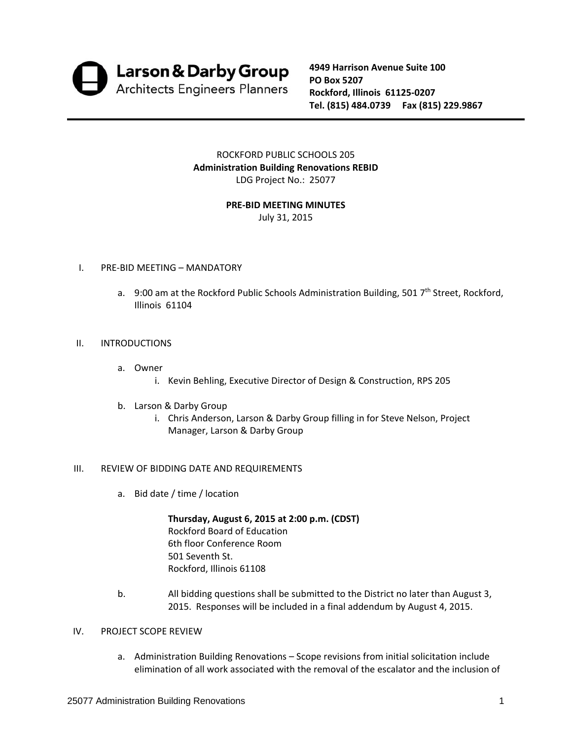**Larson & Darby Group**
Architects Engineers Planners

**4949 Harrison Avenue Suite 100**
**PO Box 5207**
**Rockford, Illinois 61125-0207**
**Tel. (815) 484.0739 Fax (815) 229.9867**

---

ROCKFORD PUBLIC SCHOOLS 205
**Administration Building Renovations REBID**
LDG Project No.: 25077

**PRE-BID MEETING MINUTES**
July 31, 2015

I. PRE-BID MEETING – MANDATORY

   a. 9:00 am at the Rockford Public Schools Administration Building, 501 7th Street, Rockford, Illinois 61104

II. INTRODUCTIONS

   a. Owner
      i. Kevin Behling, Executive Director of Design & Construction, RPS 205

   b. Larson & Darby Group
      i. Chris Anderson, Larson & Darby Group filling in for Steve Nelson, Project Manager, Larson & Darby Group

III. REVIEW OF BIDDING DATE AND REQUIREMENTS

   a. Bid date / time / location

      **Thursday, August 6, 2015 at 2:00 p.m. (CDST)**
      Rockford Board of Education
      6th floor Conference Room
      501 Seventh St.
      Rockford, Illinois 61108

   b. All bidding questions shall be submitted to the District no later than August 3, 2015. Responses will be included in a final addendum by August 4, 2015.

IV. PROJECT SCOPE REVIEW

   a. Administration Building Renovations – Scope revisions from initial solicitation include elimination of all work associated with the removal of the escalator and the inclusion of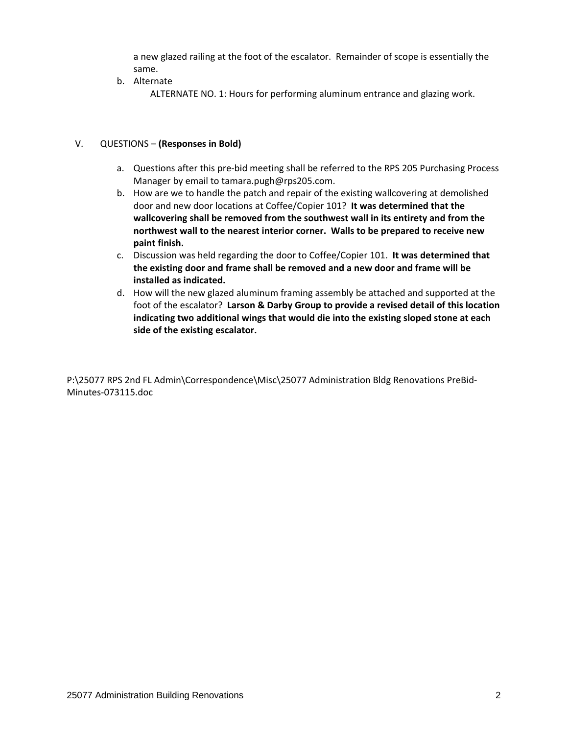a new glazed railing at the foot of the escalator. Remainder of scope is essentially the same.

b. Alternate

   ALTERNATE NO. 1: Hours for performing aluminum entrance and glazing work.

V. QUESTIONS – **(Responses in Bold)**

a. Questions after this pre-bid meeting shall be referred to the RPS 205 Purchasing Process Manager by email to tamara.pugh@rps205.com.
b. How are we to handle the patch and repair of the existing wallcovering at demolished door and new door locations at Coffee/Copier 101? **It was determined that the wallcovering shall be removed from the southwest wall in its entirety and from the northwest wall to the nearest interior corner. Walls to be prepared to receive new paint finish.**
c. Discussion was held regarding the door to Coffee/Copier 101. **It was determined that the existing door and frame shall be removed and a new door and frame will be installed as indicated.**
d. How will the new glazed aluminum framing assembly be attached and supported at the foot of the escalator? **Larson & Darby Group to provide a revised detail of this location indicating two additional wings that would die into the existing sloped stone at each side of the existing escalator.**

P:\25077 RPS 2nd FL Admin\Correspondence\Misc\25077 Administration Bldg Renovations PreBid-Minutes-073115.doc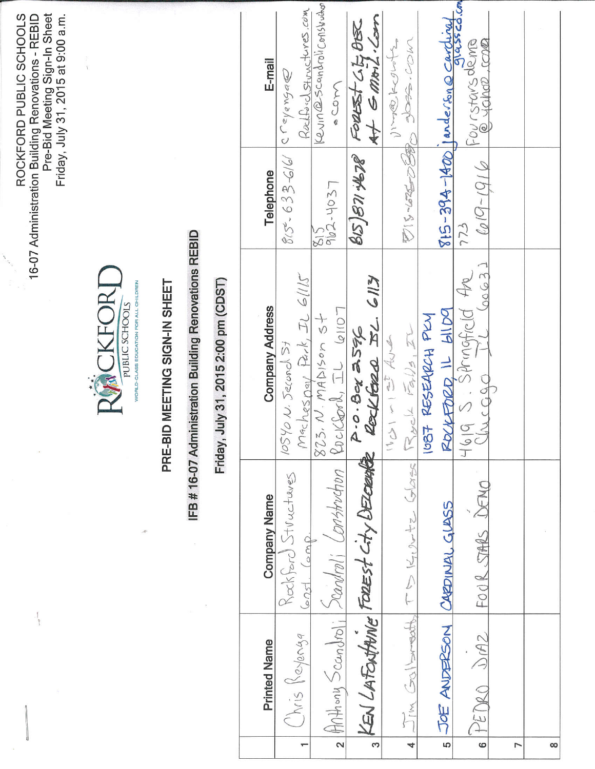ROCKFORD PUBLIC SCHOOLS
16-07 Administration Building Renovations - REBID
Pre-Bid Meeting Sign-In Sheet
Friday, July 31, 2015 at 9:00 a.m.

ROCKFORD PUBLIC SCHOOLS
WORLD-CLASS EDUCATION FOR ALL CHILDREN

## PRE-BID MEETING SIGN-IN SHEET

### IFB # 16-07 Administration Building Renovations REBID

Friday, July 31, 2015 2:00 pm (CDST)

| | Printed Name | Company Name | Company Address | Telephone | E-mail |
|---|---|---|---|---|---|
| 1 | Chris Reyenga | Rockford Structures Const. Comp. | 10540 N. Second St Machesney Park, IL 61115 | 815-633-6161 | creyenga@ RockfordStructures.com |
| 2 | Anthony Scandroli | Scandroli Construction | 823 N. MADISON St Rockford, IL 61107 | 815 962-4037 | kevin@scandroliconstruction.com |
| 3 | KEN LAFONTAINE | FOREST City DECORATE | P.O. Box 3596 ROCKFORD IL. 6113 | 815)871-4678 | FOREST CTY DEC AT GMAIL.Com |
| 4 | Jim Galbreath | TS Kurtz Glass | 1621 1st Ave Rock Falls, IL | 815-625-0880 | jim@ksglass.com |
| 5 | JOE ANDERSON | CARDINAL GLASS | 1087 RESEARCH PKY ROCKFORD, IL 61109 | 815-394-1400 | janderson@cardinalglassco.com |
| 6 | PEDRO DIAZ | FOUR STARS DEMO | 4619 S. Springfield Ave Chicago IL 60632 | 773 619-1916 | Fourstarsdemo @yahoo.com |
| 7 | | | | | |
| 8 | | | | | |